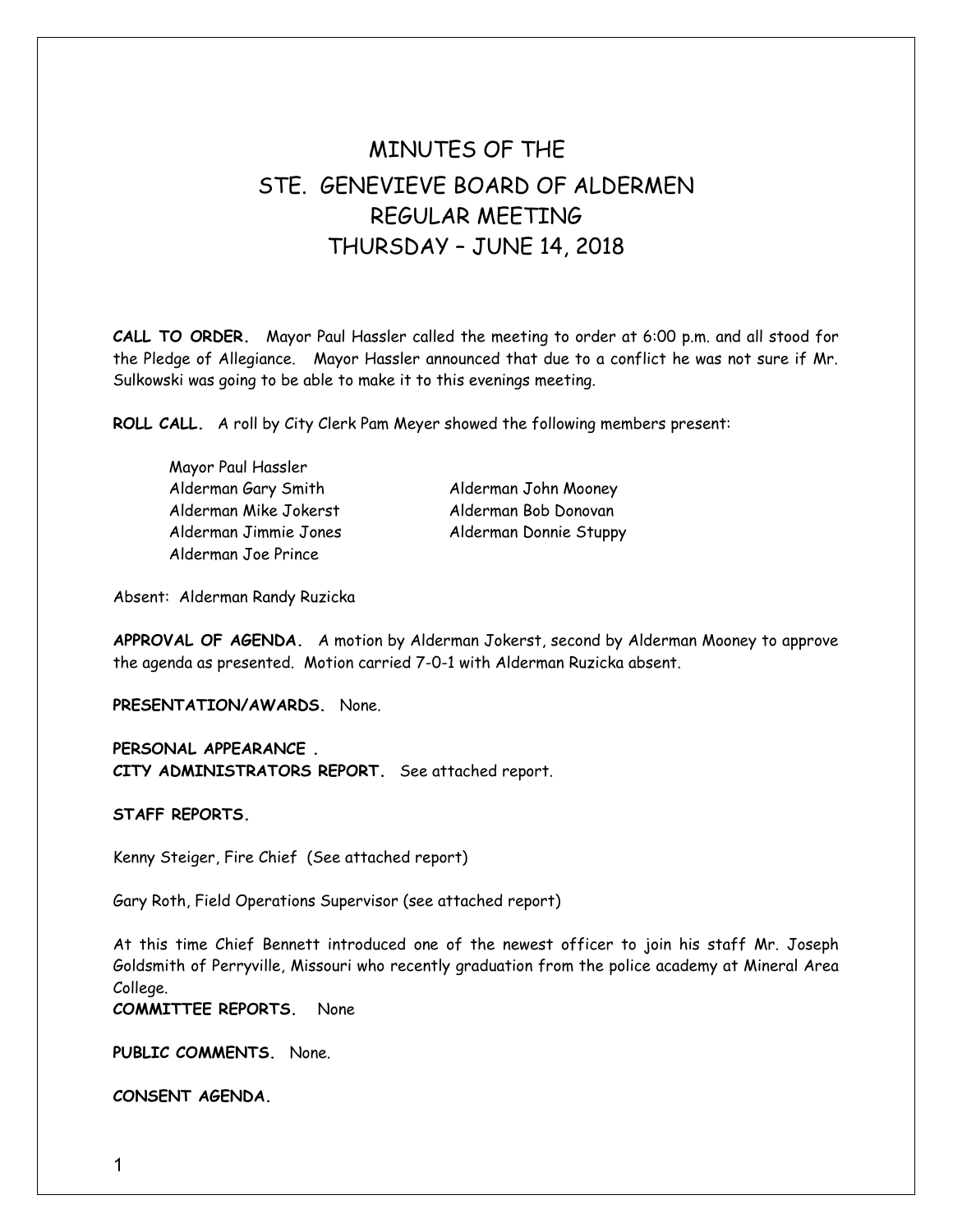# MINUTES OF THE
# STE. GENEVIEVE BOARD OF ALDERMEN
# REGULAR MEETING
# THURSDAY – JUNE 14, 2018

**CALL TO ORDER.** Mayor Paul Hassler called the meeting to order at 6:00 p.m. and all stood for the Pledge of Allegiance. Mayor Hassler announced that due to a conflict he was not sure if Mr. Sulkowski was going to be able to make it to this evenings meeting.

**ROLL CALL.** A roll by City Clerk Pam Meyer showed the following members present:

Mayor Paul Hassler
Alderman Gary Smith
Alderman Mike Jokerst
Alderman Jimmie Jones
Alderman Joe Prince
Alderman John Mooney
Alderman Bob Donovan
Alderman Donnie Stuppy

Absent: Alderman Randy Ruzicka

**APPROVAL OF AGENDA.** A motion by Alderman Jokerst, second by Alderman Mooney to approve the agenda as presented. Motion carried 7-0-1 with Alderman Ruzicka absent.

**PRESENTATION/AWARDS.** None.

**PERSONAL APPEARANCE .**
**CITY ADMINISTRATORS REPORT.** See attached report.

**STAFF REPORTS.**

Kenny Steiger, Fire Chief (See attached report)

Gary Roth, Field Operations Supervisor (see attached report)

At this time Chief Bennett introduced one of the newest officer to join his staff Mr. Joseph Goldsmith of Perryville, Missouri who recently graduation from the police academy at Mineral Area College.
**COMMITTEE REPORTS.** None

**PUBLIC COMMENTS.** None.

**CONSENT AGENDA.**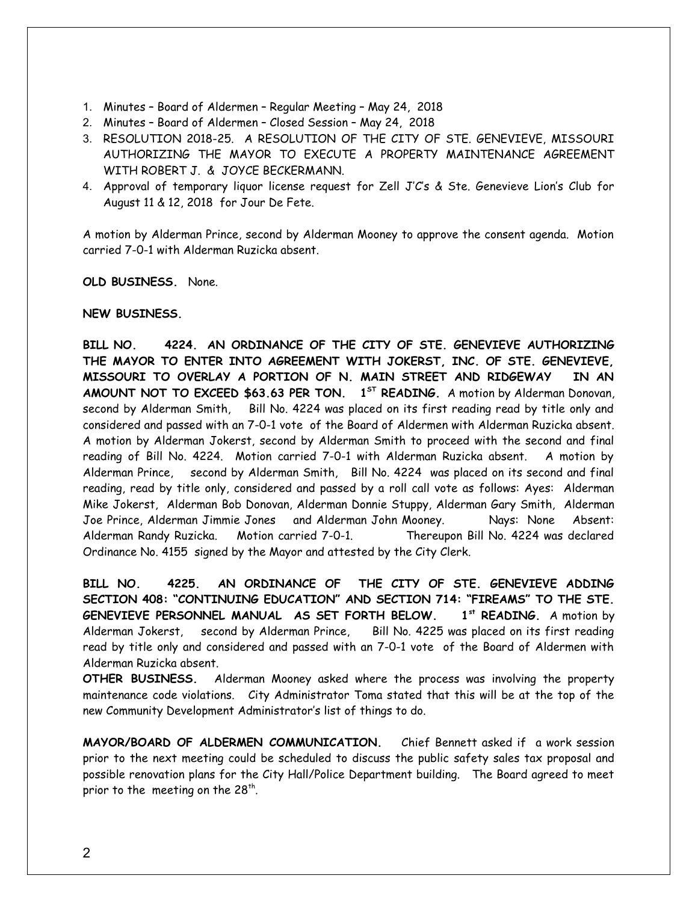1. Minutes – Board of Aldermen – Regular Meeting – May 24, 2018
2. Minutes – Board of Aldermen – Closed Session – May 24, 2018
3. RESOLUTION 2018-25. A RESOLUTION OF THE CITY OF STE. GENEVIEVE, MISSOURI AUTHORIZING THE MAYOR TO EXECUTE A PROPERTY MAINTENANCE AGREEMENT WITH ROBERT J. & JOYCE BECKERMANN.
4. Approval of temporary liquor license request for Zell J'C's & Ste. Genevieve Lion's Club for August 11 & 12, 2018 for Jour De Fete.

A motion by Alderman Prince, second by Alderman Mooney to approve the consent agenda. Motion carried 7-0-1 with Alderman Ruzicka absent.

**OLD BUSINESS.** None.

**NEW BUSINESS.**

**BILL NO. 4224. AN ORDINANCE OF THE CITY OF STE. GENEVIEVE AUTHORIZING THE MAYOR TO ENTER INTO AGREEMENT WITH JOKERST, INC. OF STE. GENEVIEVE, MISSOURI TO OVERLAY A PORTION OF N. MAIN STREET AND RIDGEWAY IN AN AMOUNT NOT TO EXCEED $63.63 PER TON. 1ST READING.** A motion by Alderman Donovan, second by Alderman Smith, Bill No. 4224 was placed on its first reading read by title only and considered and passed with an 7-0-1 vote of the Board of Aldermen with Alderman Ruzicka absent. A motion by Alderman Jokerst, second by Alderman Smith to proceed with the second and final reading of Bill No. 4224. Motion carried 7-0-1 with Alderman Ruzicka absent. A motion by Alderman Prince, second by Alderman Smith, Bill No. 4224 was placed on its second and final reading, read by title only, considered and passed by a roll call vote as follows: Ayes: Alderman Mike Jokerst, Alderman Bob Donovan, Alderman Donnie Stuppy, Alderman Gary Smith, Alderman Joe Prince, Alderman Jimmie Jones and Alderman John Mooney. Nays: None Absent: Alderman Randy Ruzicka. Motion carried 7-0-1. Thereupon Bill No. 4224 was declared Ordinance No. 4155 signed by the Mayor and attested by the City Clerk.

**BILL NO. 4225. AN ORDINANCE OF THE CITY OF STE. GENEVIEVE ADDING SECTION 408: "CONTINUING EDUCATION" AND SECTION 714: "FIREAMS" TO THE STE. GENEVIEVE PERSONNEL MANUAL AS SET FORTH BELOW. 1st READING.** A motion by Alderman Jokerst, second by Alderman Prince, Bill No. 4225 was placed on its first reading read by title only and considered and passed with an 7-0-1 vote of the Board of Aldermen with Alderman Ruzicka absent.

**OTHER BUSINESS.** Alderman Mooney asked where the process was involving the property maintenance code violations. City Administrator Toma stated that this will be at the top of the new Community Development Administrator's list of things to do.

**MAYOR/BOARD OF ALDERMEN COMMUNICATION.** Chief Bennett asked if a work session prior to the next meeting could be scheduled to discuss the public safety sales tax proposal and possible renovation plans for the City Hall/Police Department building. The Board agreed to meet prior to the meeting on the 28th.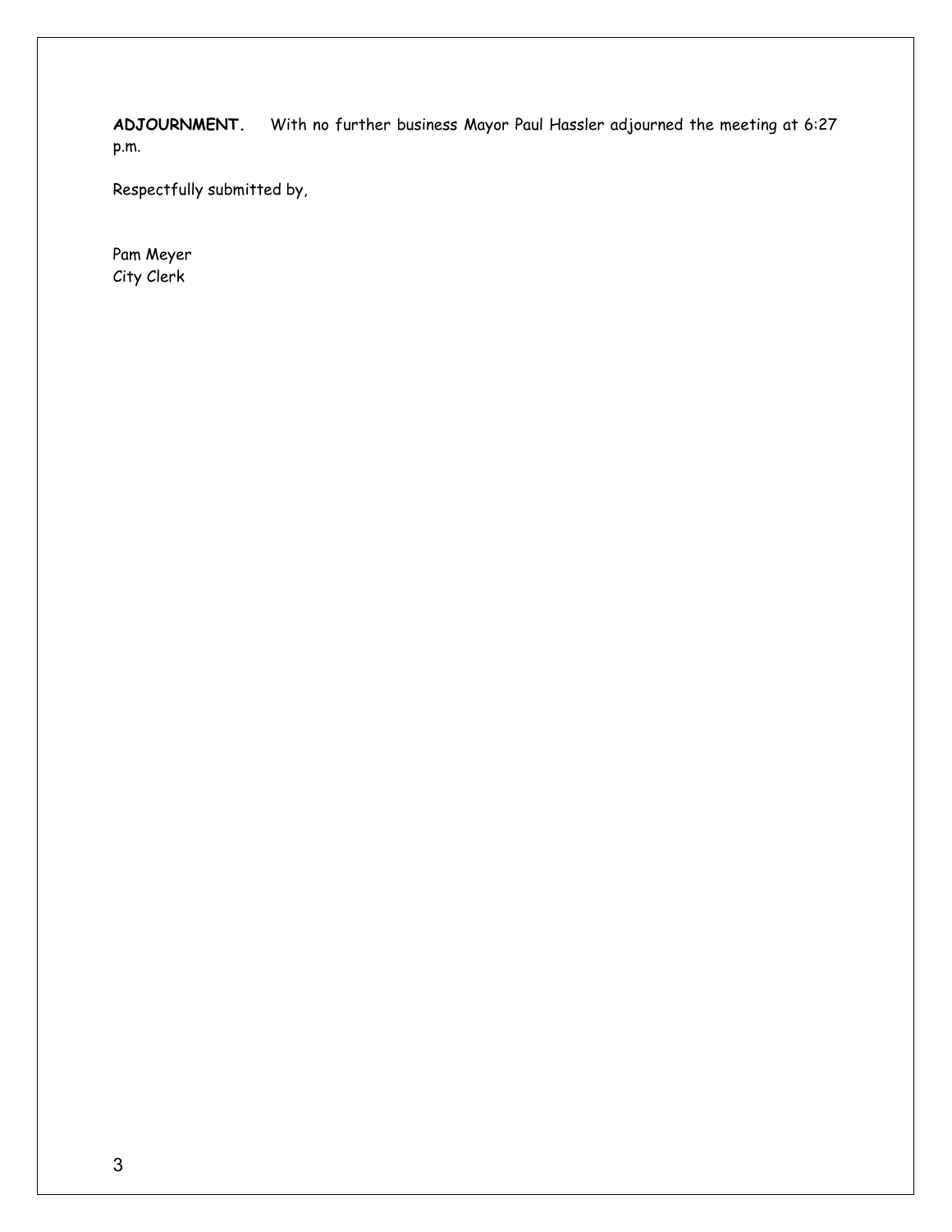**ADJOURNMENT.** With no further business Mayor Paul Hassler adjourned the meeting at 6:27 p.m.

Respectfully submitted by,

Pam Meyer
City Clerk